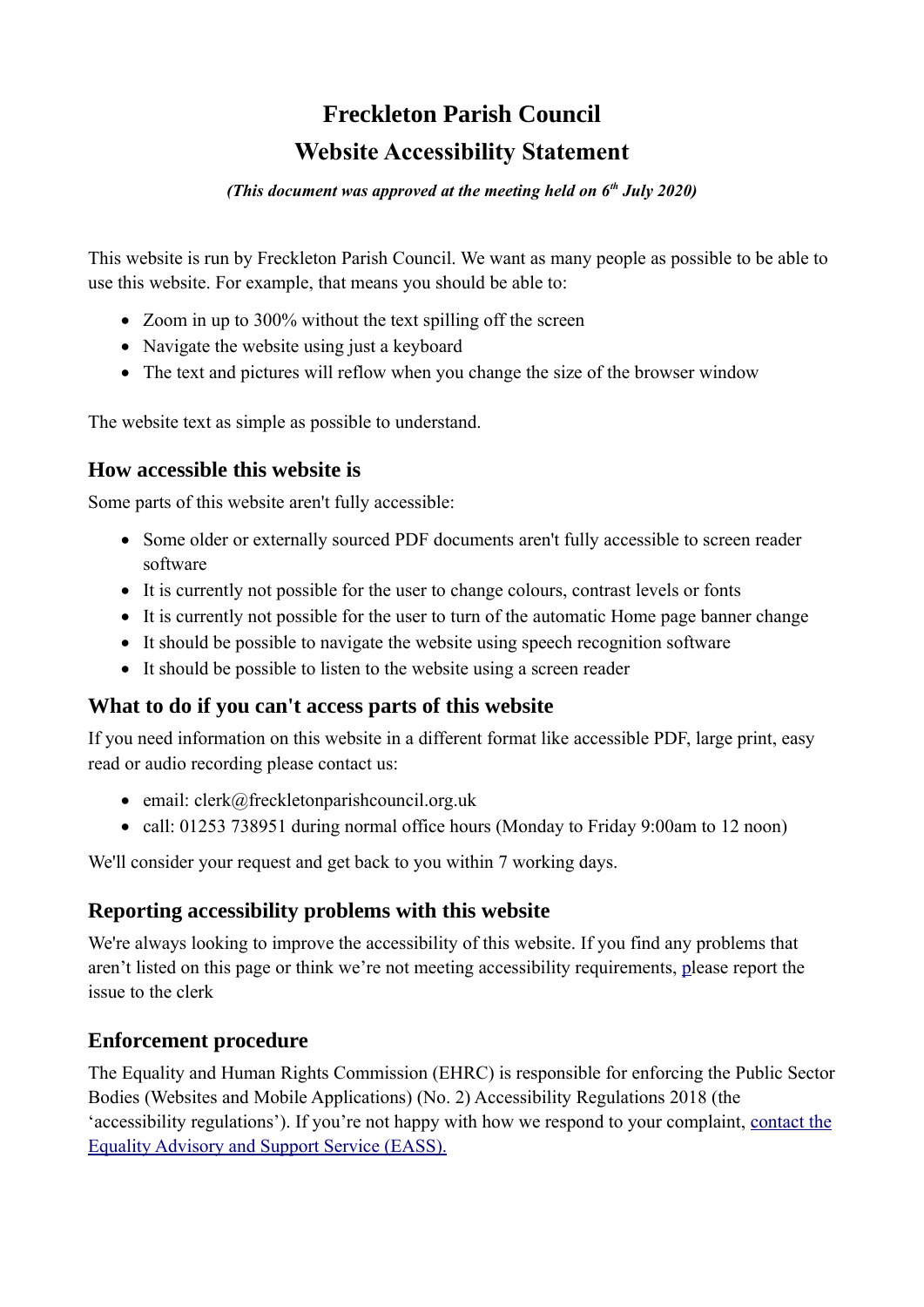# Freckleton Parish Council

# Website Accessibility Statement

***(This document was approved at the meeting held on 6th July 2020)***

This website is run by Freckleton Parish Council. We want as many people as possible to be able to use this website. For example, that means you should be able to:

- Zoom in up to 300% without the text spilling off the screen
- Navigate the website using just a keyboard
- The text and pictures will reflow when you change the size of the browser window

The website text as simple as possible to understand.

## How accessible this website is

Some parts of this website aren't fully accessible:

- Some older or externally sourced PDF documents aren't fully accessible to screen reader software
- It is currently not possible for the user to change colours, contrast levels or fonts
- It is currently not possible for the user to turn of the automatic Home page banner change
- It should be possible to navigate the website using speech recognition software
- It should be possible to listen to the website using a screen reader

## What to do if you can't access parts of this website

If you need information on this website in a different format like accessible PDF, large print, easy read or audio recording please contact us:

- email: clerk@freckletonparishcouncil.org.uk
- call: 01253 738951 during normal office hours (Monday to Friday 9:00am to 12 noon)

We'll consider your request and get back to you within 7 working days.

## Reporting accessibility problems with this website

We're always looking to improve the accessibility of this website. If you find any problems that aren't listed on this page or think we're not meeting accessibility requirements, please report the issue to the clerk

## Enforcement procedure

The Equality and Human Rights Commission (EHRC) is responsible for enforcing the Public Sector Bodies (Websites and Mobile Applications) (No. 2) Accessibility Regulations 2018 (the 'accessibility regulations'). If you're not happy with how we respond to your complaint, contact the Equality Advisory and Support Service (EASS).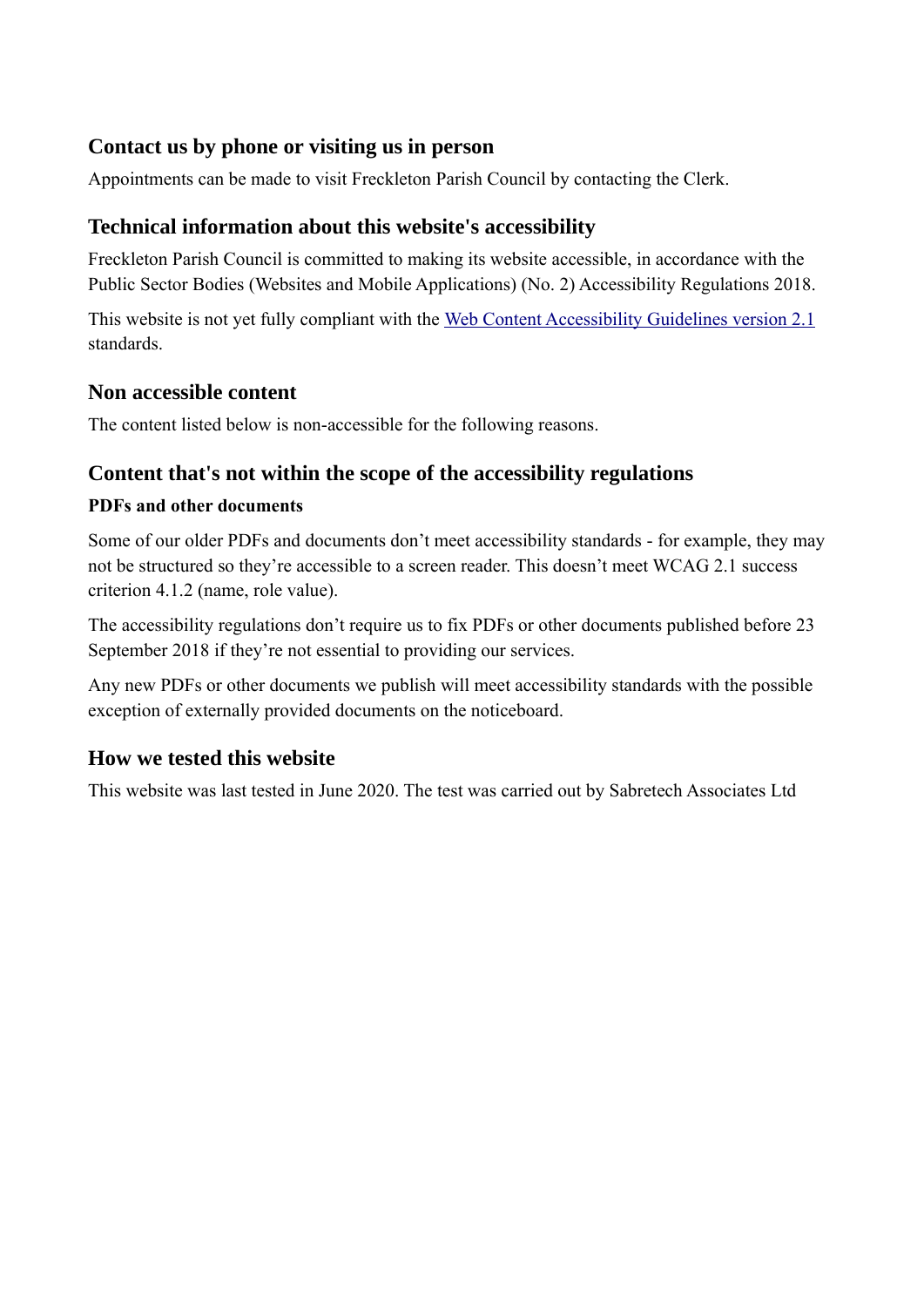## Contact us by phone or visiting us in person

Appointments can be made to visit Freckleton Parish Council by contacting the Clerk.

## Technical information about this website's accessibility

Freckleton Parish Council is committed to making its website accessible, in accordance with the Public Sector Bodies (Websites and Mobile Applications) (No. 2) Accessibility Regulations 2018.

This website is not yet fully compliant with the [Web Content Accessibility Guidelines version 2.1]() standards.

## Non accessible content

The content listed below is non-accessible for the following reasons.

## Content that's not within the scope of the accessibility regulations

### PDFs and other documents

Some of our older PDFs and documents don't meet accessibility standards - for example, they may not be structured so they're accessible to a screen reader. This doesn't meet WCAG 2.1 success criterion 4.1.2 (name, role value).

The accessibility regulations don't require us to fix PDFs or other documents published before 23 September 2018 if they're not essential to providing our services.

Any new PDFs or other documents we publish will meet accessibility standards with the possible exception of externally provided documents on the noticeboard.

## How we tested this website

This website was last tested in June 2020. The test was carried out by Sabretech Associates Ltd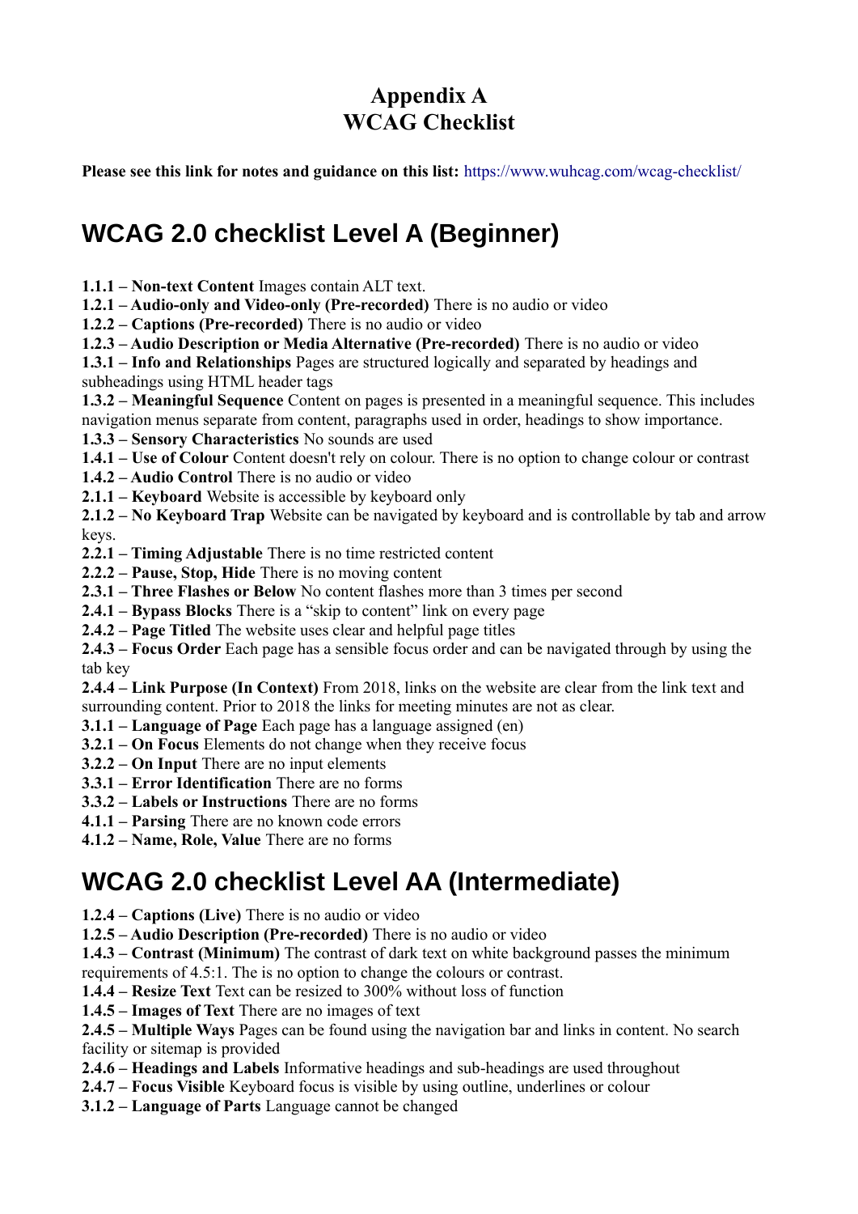# Appendix A
# WCAG Checklist

**Please see this link for notes and guidance on this list:** https://www.wuhcag.com/wcag-checklist/

## WCAG 2.0 checklist Level A (Beginner)

**1.1.1 – Non-text Content** Images contain ALT text.
**1.2.1 – Audio-only and Video-only (Pre-recorded)** There is no audio or video
**1.2.2 – Captions (Pre-recorded)** There is no audio or video
**1.2.3 – Audio Description or Media Alternative (Pre-recorded)** There is no audio or video
**1.3.1 – Info and Relationships** Pages are structured logically and separated by headings and subheadings using HTML header tags
**1.3.2 – Meaningful Sequence** Content on pages is presented in a meaningful sequence. This includes navigation menus separate from content, paragraphs used in order, headings to show importance.
**1.3.3 – Sensory Characteristics** No sounds are used
**1.4.1 – Use of Colour** Content doesn't rely on colour. There is no option to change colour or contrast
**1.4.2 – Audio Control** There is no audio or video
**2.1.1 – Keyboard** Website is accessible by keyboard only
**2.1.2 – No Keyboard Trap** Website can be navigated by keyboard and is controllable by tab and arrow keys.
**2.2.1 – Timing Adjustable** There is no time restricted content
**2.2.2 – Pause, Stop, Hide** There is no moving content
**2.3.1 – Three Flashes or Below** No content flashes more than 3 times per second
**2.4.1 – Bypass Blocks** There is a "skip to content" link on every page
**2.4.2 – Page Titled** The website uses clear and helpful page titles
**2.4.3 – Focus Order** Each page has a sensible focus order and can be navigated through by using the tab key
**2.4.4 – Link Purpose (In Context)** From 2018, links on the website are clear from the link text and surrounding content. Prior to 2018 the links for meeting minutes are not as clear.
**3.1.1 – Language of Page** Each page has a language assigned (en)
**3.2.1 – On Focus** Elements do not change when they receive focus
**3.2.2 – On Input** There are no input elements
**3.3.1 – Error Identification** There are no forms
**3.3.2 – Labels or Instructions** There are no forms
**4.1.1 – Parsing** There are no known code errors
**4.1.2 – Name, Role, Value** There are no forms

## WCAG 2.0 checklist Level AA (Intermediate)

**1.2.4 – Captions (Live)** There is no audio or video
**1.2.5 – Audio Description (Pre-recorded)** There is no audio or video
**1.4.3 – Contrast (Minimum)** The contrast of dark text on white background passes the minimum requirements of 4.5:1. The is no option to change the colours or contrast.
**1.4.4 – Resize Text** Text can be resized to 300% without loss of function
**1.4.5 – Images of Text** There are no images of text
**2.4.5 – Multiple Ways** Pages can be found using the navigation bar and links in content. No search facility or sitemap is provided
**2.4.6 – Headings and Labels** Informative headings and sub-headings are used throughout
**2.4.7 – Focus Visible** Keyboard focus is visible by using outline, underlines or colour
**3.1.2 – Language of Parts** Language cannot be changed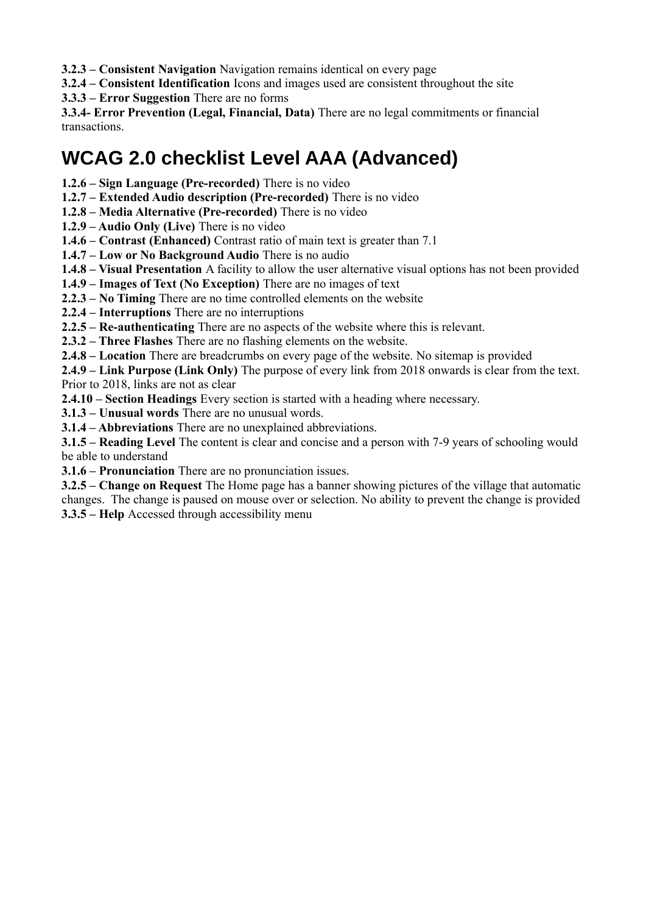**3.2.3 – Consistent Navigation** Navigation remains identical on every page
**3.2.4 – Consistent Identification** Icons and images used are consistent throughout the site
**3.3.3 – Error Suggestion** There are no forms
**3.3.4- Error Prevention (Legal, Financial, Data)** There are no legal commitments or financial transactions.

## WCAG 2.0 checklist Level AAA (Advanced)

**1.2.6 – Sign Language (Pre-recorded)** There is no video
**1.2.7 – Extended Audio description (Pre-recorded)** There is no video
**1.2.8 – Media Alternative (Pre-recorded)** There is no video
**1.2.9 – Audio Only (Live)** There is no video
**1.4.6 – Contrast (Enhanced)** Contrast ratio of main text is greater than 7.1
**1.4.7 – Low or No Background Audio** There is no audio
**1.4.8 – Visual Presentation** A facility to allow the user alternative visual options has not been provided
**1.4.9 – Images of Text (No Exception)** There are no images of text
**2.2.3 – No Timing** There are no time controlled elements on the website
**2.2.4 – Interruptions** There are no interruptions
**2.2.5 – Re-authenticating** There are no aspects of the website where this is relevant.
**2.3.2 – Three Flashes** There are no flashing elements on the website.
**2.4.8 – Location** There are breadcrumbs on every page of the website. No sitemap is provided
**2.4.9 – Link Purpose (Link Only)** The purpose of every link from 2018 onwards is clear from the text. Prior to 2018, links are not as clear
**2.4.10 – Section Headings** Every section is started with a heading where necessary.
**3.1.3 – Unusual words** There are no unusual words.
**3.1.4 – Abbreviations** There are no unexplained abbreviations.
**3.1.5 – Reading Level** The content is clear and concise and a person with 7-9 years of schooling would be able to understand
**3.1.6 – Pronunciation** There are no pronunciation issues.
**3.2.5 – Change on Request** The Home page has a banner showing pictures of the village that automatic changes. The change is paused on mouse over or selection. No ability to prevent the change is provided
**3.3.5 – Help** Accessed through accessibility menu